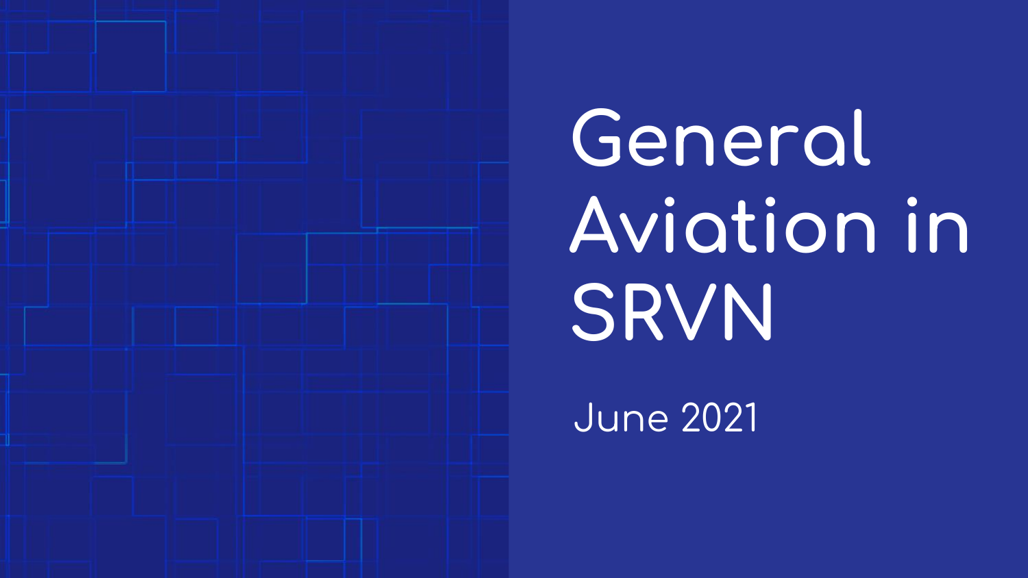# General Aviation in SRVN

June 2021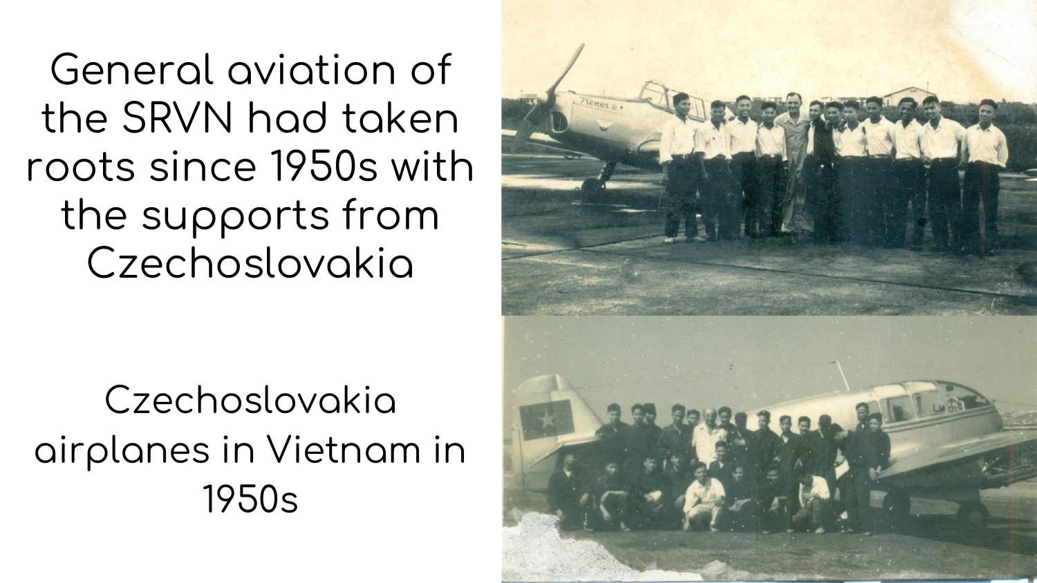General aviation of the SRVN had taken roots since 1950s with the supports from Czechoslovakia

Czechoslovakia airplanes in Vietnam in 1950s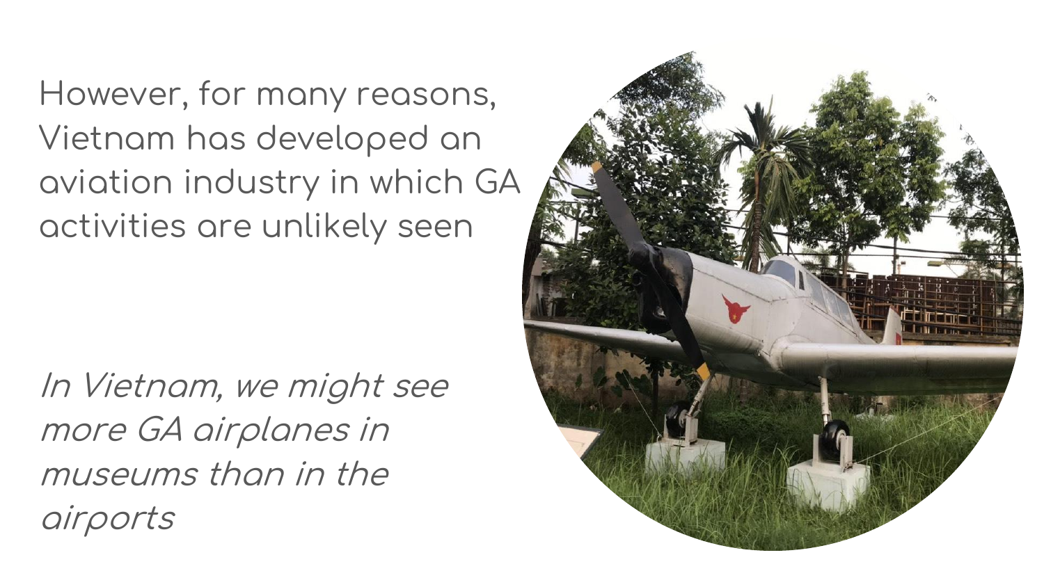However, for many reasons, Vietnam has developed an aviation industry in which GA activities are unlikely seen

*In Vietnam, we might see more GA airplanes in museums than in the airports*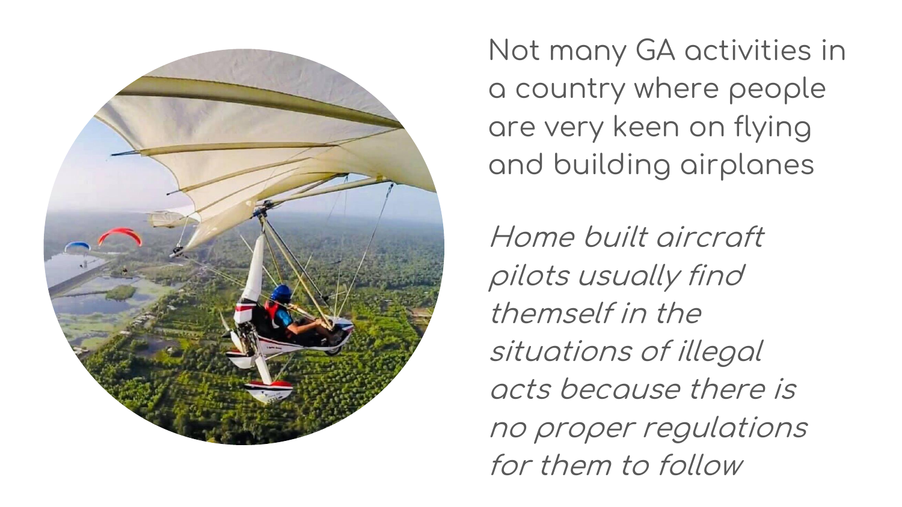Not many GA activities in a country where people are very keen on flying and building airplanes

*Home built aircraft pilots usually find themself in the situations of illegal acts because there is no proper regulations for them to follow*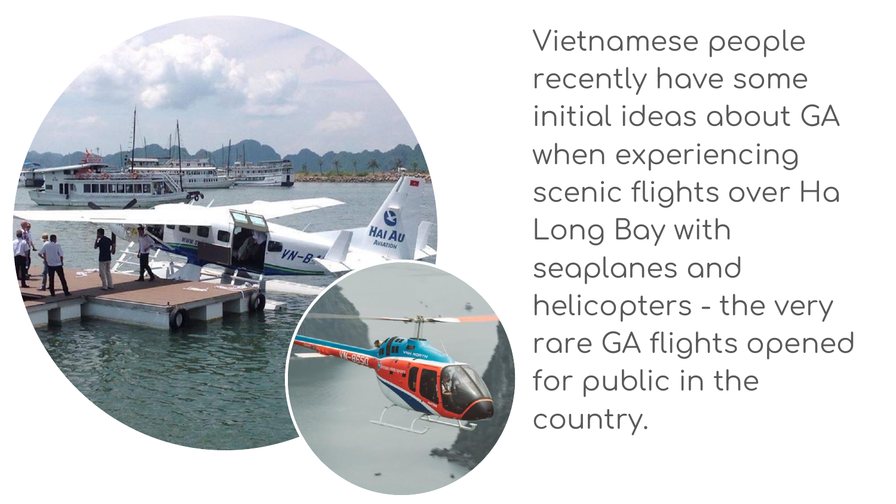Vietnamese people recently have some initial ideas about GA when experiencing scenic flights over Ha Long Bay with seaplanes and helicopters - the very rare GA flights opened for public in the country.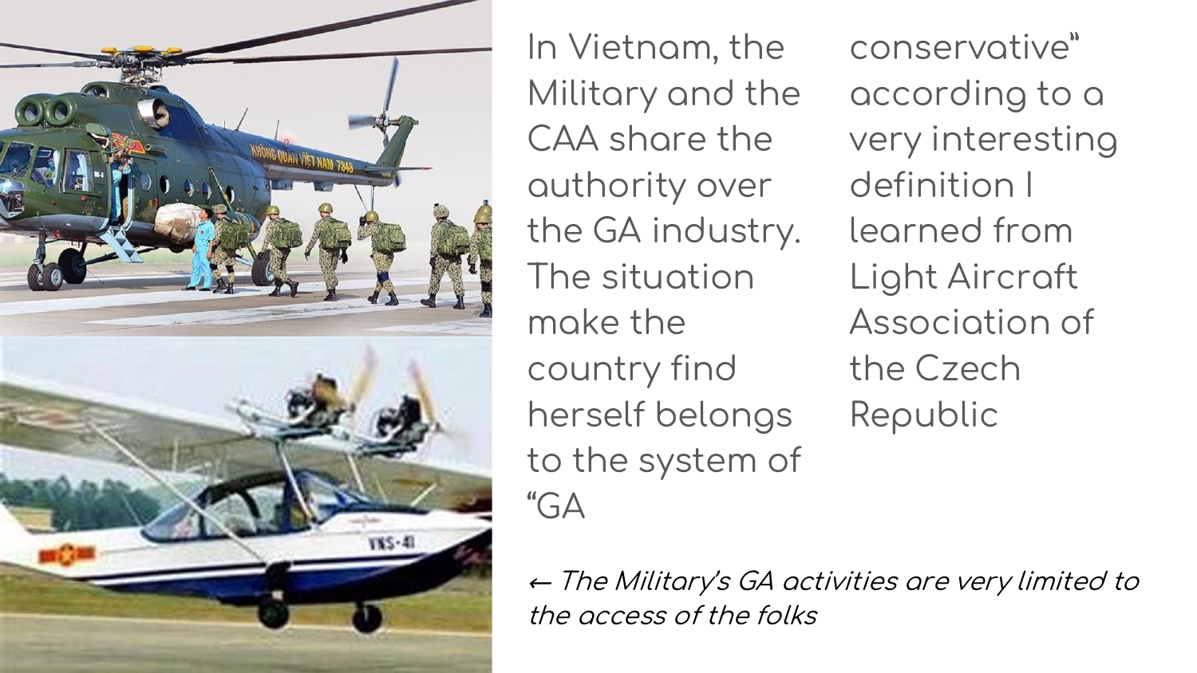In Vietnam, the Military and the CAA share the authority over the GA industry. The situation make the country find herself belongs to the system of "GA conservative" according to a very interesting definition I learned from Light Aircraft Association of the Czech Republic

*← The Military's GA activities are very limited to the access of the folks*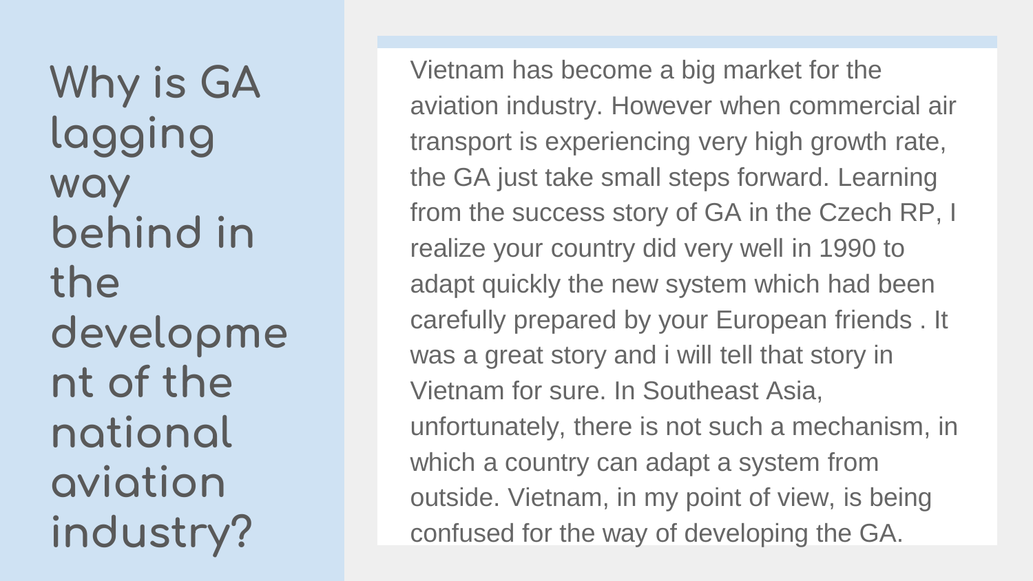# Why is GA lagging way behind in the development of the national aviation industry?

Vietnam has become a big market for the aviation industry. However when commercial air transport is experiencing very high growth rate, the GA just take small steps forward. Learning from the success story of GA in the Czech RP, I realize your country did very well in 1990 to adapt quickly the new system which had been carefully prepared by your European friends . It was a great story and i will tell that story in Vietnam for sure. In Southeast Asia, unfortunately, there is not such a mechanism, in which a country can adapt a system from outside. Vietnam, in my point of view, is being confused for the way of developing the GA.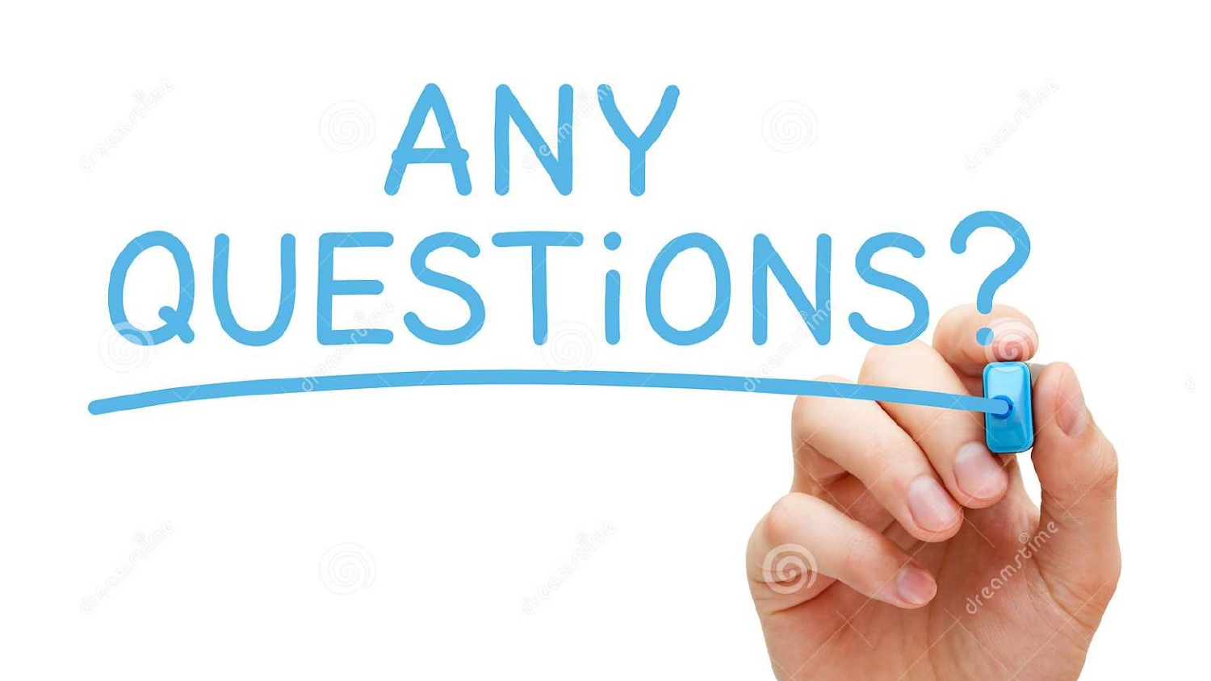# ANY QUESTIONS?